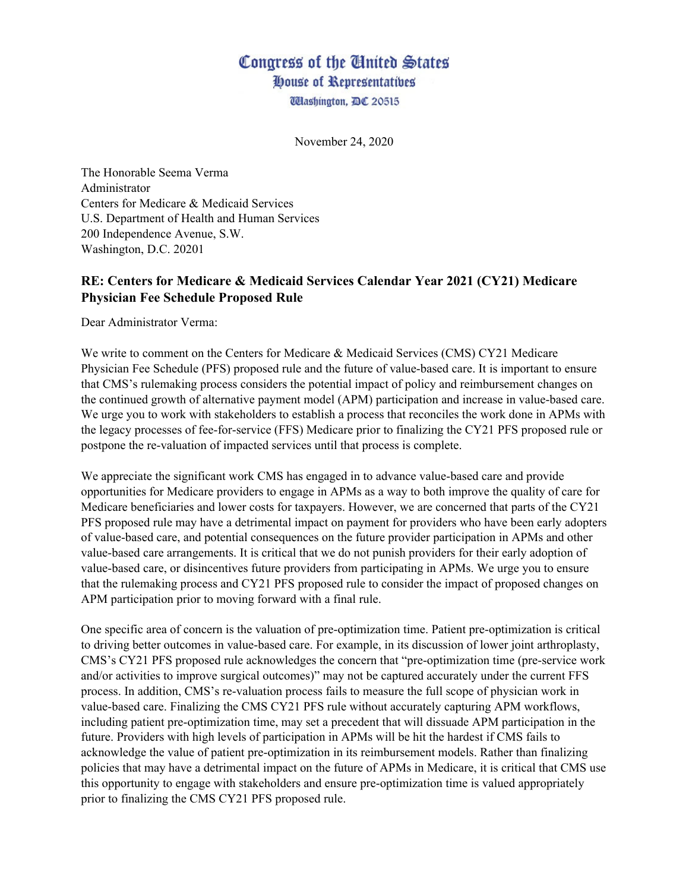# Congress of the United States
## House of Representatives
Washington, DC 20515

November 24, 2020

The Honorable Seema Verma
Administrator
Centers for Medicare & Medicaid Services
U.S. Department of Health and Human Services
200 Independence Avenue, S.W.
Washington, D.C. 20201

**RE: Centers for Medicare & Medicaid Services Calendar Year 2021 (CY21) Medicare Physician Fee Schedule Proposed Rule**

Dear Administrator Verma:

We write to comment on the Centers for Medicare & Medicaid Services (CMS) CY21 Medicare Physician Fee Schedule (PFS) proposed rule and the future of value-based care. It is important to ensure that CMS's rulemaking process considers the potential impact of policy and reimbursement changes on the continued growth of alternative payment model (APM) participation and increase in value-based care. We urge you to work with stakeholders to establish a process that reconciles the work done in APMs with the legacy processes of fee-for-service (FFS) Medicare prior to finalizing the CY21 PFS proposed rule or postpone the re-valuation of impacted services until that process is complete.

We appreciate the significant work CMS has engaged in to advance value-based care and provide opportunities for Medicare providers to engage in APMs as a way to both improve the quality of care for Medicare beneficiaries and lower costs for taxpayers. However, we are concerned that parts of the CY21 PFS proposed rule may have a detrimental impact on payment for providers who have been early adopters of value-based care, and potential consequences on the future provider participation in APMs and other value-based care arrangements. It is critical that we do not punish providers for their early adoption of value-based care, or disincentives future providers from participating in APMs. We urge you to ensure that the rulemaking process and CY21 PFS proposed rule to consider the impact of proposed changes on APM participation prior to moving forward with a final rule.

One specific area of concern is the valuation of pre-optimization time. Patient pre-optimization is critical to driving better outcomes in value-based care. For example, in its discussion of lower joint arthroplasty, CMS's CY21 PFS proposed rule acknowledges the concern that "pre-optimization time (pre-service work and/or activities to improve surgical outcomes)" may not be captured accurately under the current FFS process. In addition, CMS's re-valuation process fails to measure the full scope of physician work in value-based care. Finalizing the CMS CY21 PFS rule without accurately capturing APM workflows, including patient pre-optimization time, may set a precedent that will dissuade APM participation in the future. Providers with high levels of participation in APMs will be hit the hardest if CMS fails to acknowledge the value of patient pre-optimization in its reimbursement models. Rather than finalizing policies that may have a detrimental impact on the future of APMs in Medicare, it is critical that CMS use this opportunity to engage with stakeholders and ensure pre-optimization time is valued appropriately prior to finalizing the CMS CY21 PFS proposed rule.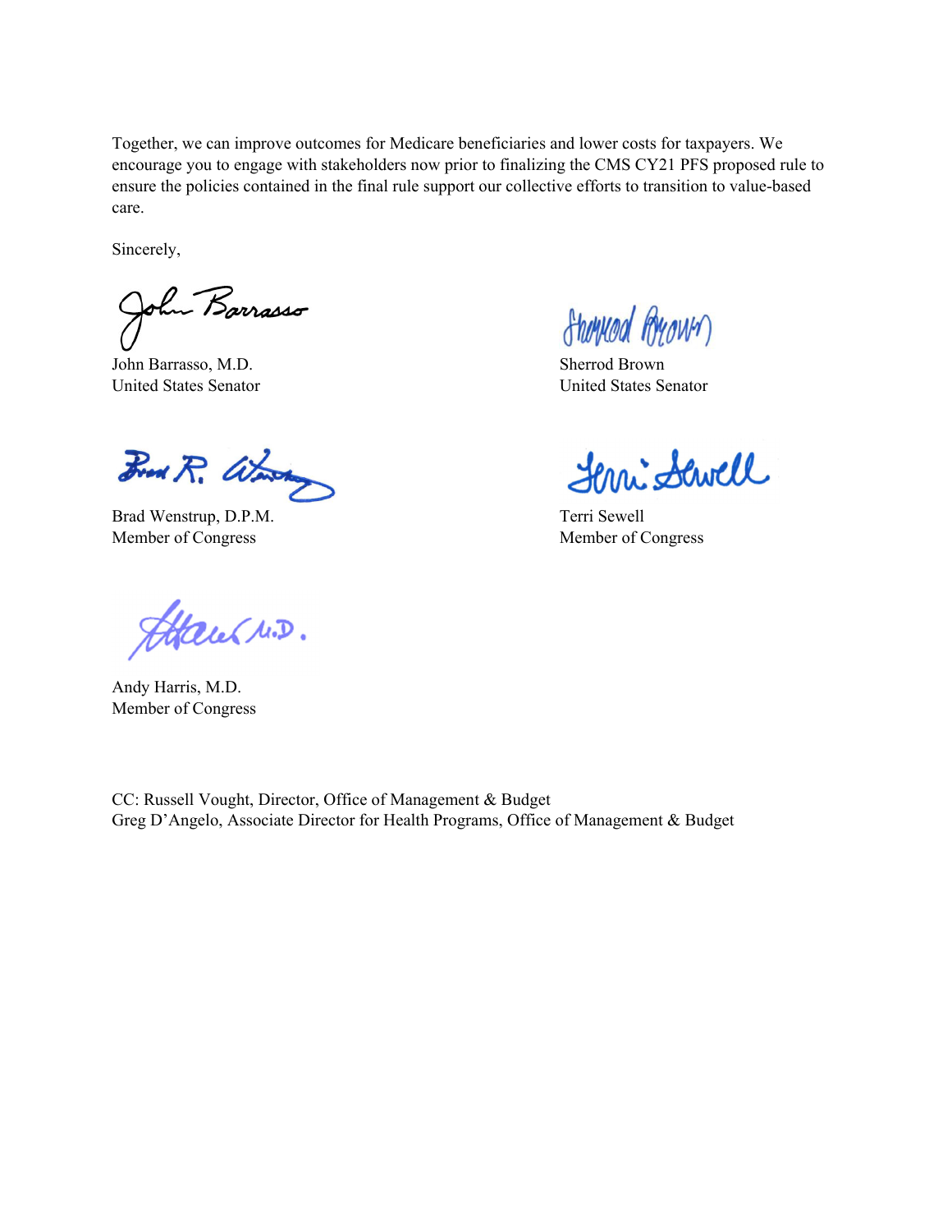Together, we can improve outcomes for Medicare beneficiaries and lower costs for taxpayers. We encourage you to engage with stakeholders now prior to finalizing the CMS CY21 PFS proposed rule to ensure the policies contained in the final rule support our collective efforts to transition to value-based care.

Sincerely,

John Barrasso, M.D.
United States Senator

Sherrod Brown
United States Senator

Brad Wenstrup, D.P.M.
Member of Congress

Terri Sewell
Member of Congress

Andy Harris, M.D.
Member of Congress

CC: Russell Vought, Director, Office of Management & Budget
Greg D'Angelo, Associate Director for Health Programs, Office of Management & Budget